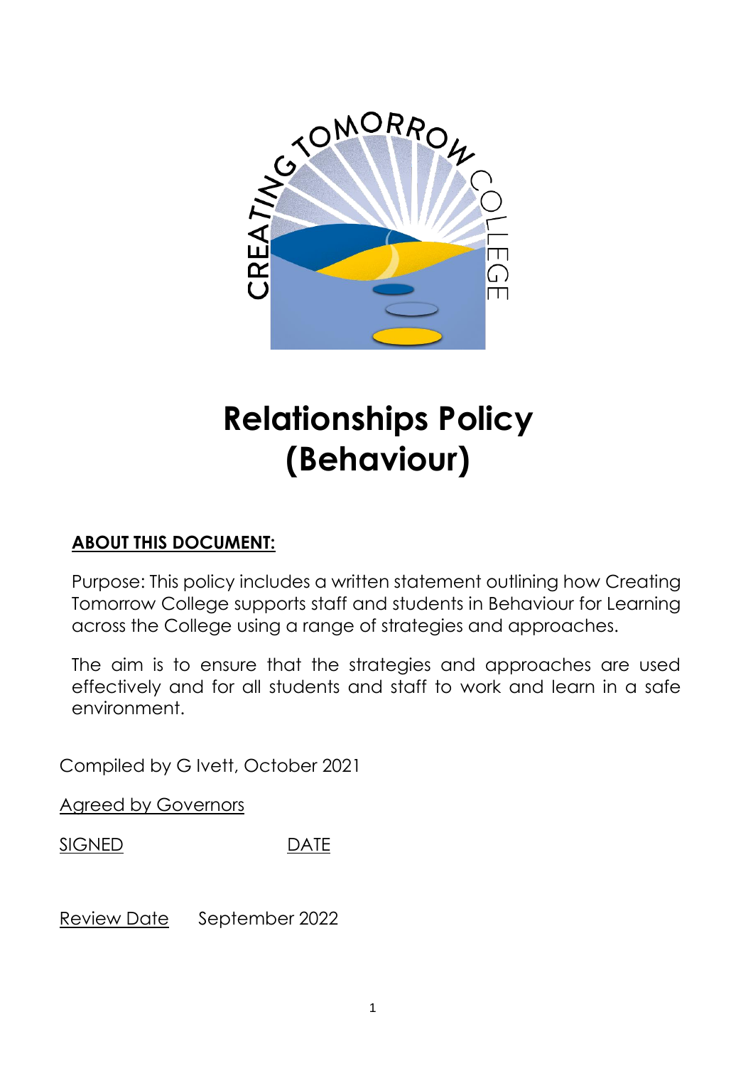# Relationships Policy (Behaviour)

**ABOUT THIS DOCUMENT:**

Purpose: This policy includes a written statement outlining how Creating Tomorrow College supports staff and students in Behaviour for Learning across the College using a range of strategies and approaches.

The aim is to ensure that the strategies and approaches are used effectively and for all students and staff to work and learn in a safe environment.

Compiled by G Ivett, October 2021

Agreed by Governors

SIGNED DATE

Review Date September 2022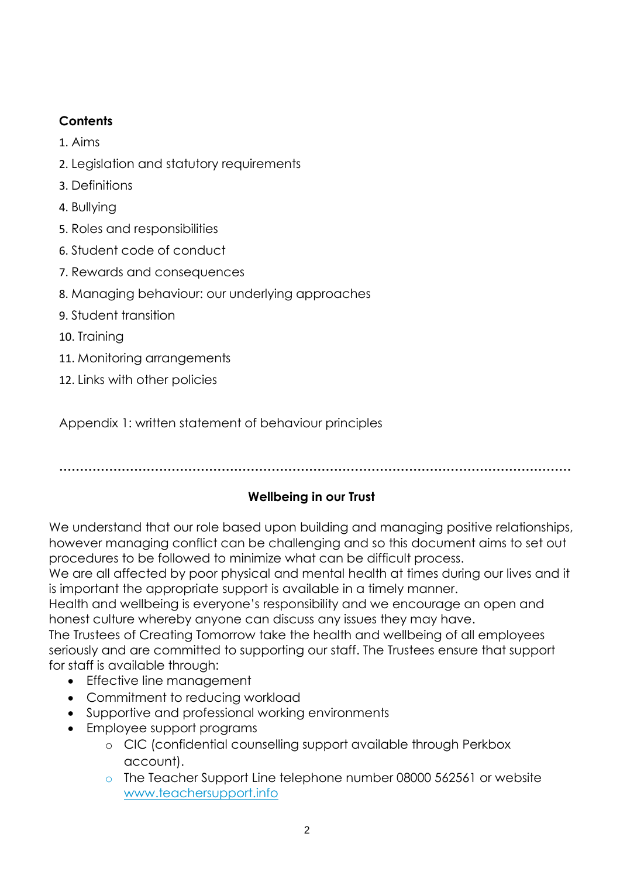**Contents**

1. Aims
2. Legislation and statutory requirements
3. Definitions
4. Bullying
5. Roles and responsibilities
6. Student code of conduct
7. Rewards and consequences
8. Managing behaviour: our underlying approaches
9. Student transition
10. Training
11. Monitoring arrangements
12. Links with other policies

Appendix 1: written statement of behaviour principles

.......................................................................................................................

**Wellbeing in our Trust**

We understand that our role based upon building and managing positive relationships, however managing conflict can be challenging and so this document aims to set out procedures to be followed to minimize what can be difficult process.
We are all affected by poor physical and mental health at times during our lives and it is important the appropriate support is available in a timely manner.
Health and wellbeing is everyone's responsibility and we encourage an open and honest culture whereby anyone can discuss any issues they may have.
The Trustees of Creating Tomorrow take the health and wellbeing of all employees seriously and are committed to supporting our staff. The Trustees ensure that support for staff is available through:

- Effective line management
- Commitment to reducing workload
- Supportive and professional working environments
- Employee support programs
  - CIC (confidential counselling support available through Perkbox account).
  - The Teacher Support Line telephone number 08000 562561 or website [www.teachersupport.info](http://www.teachersupport.info)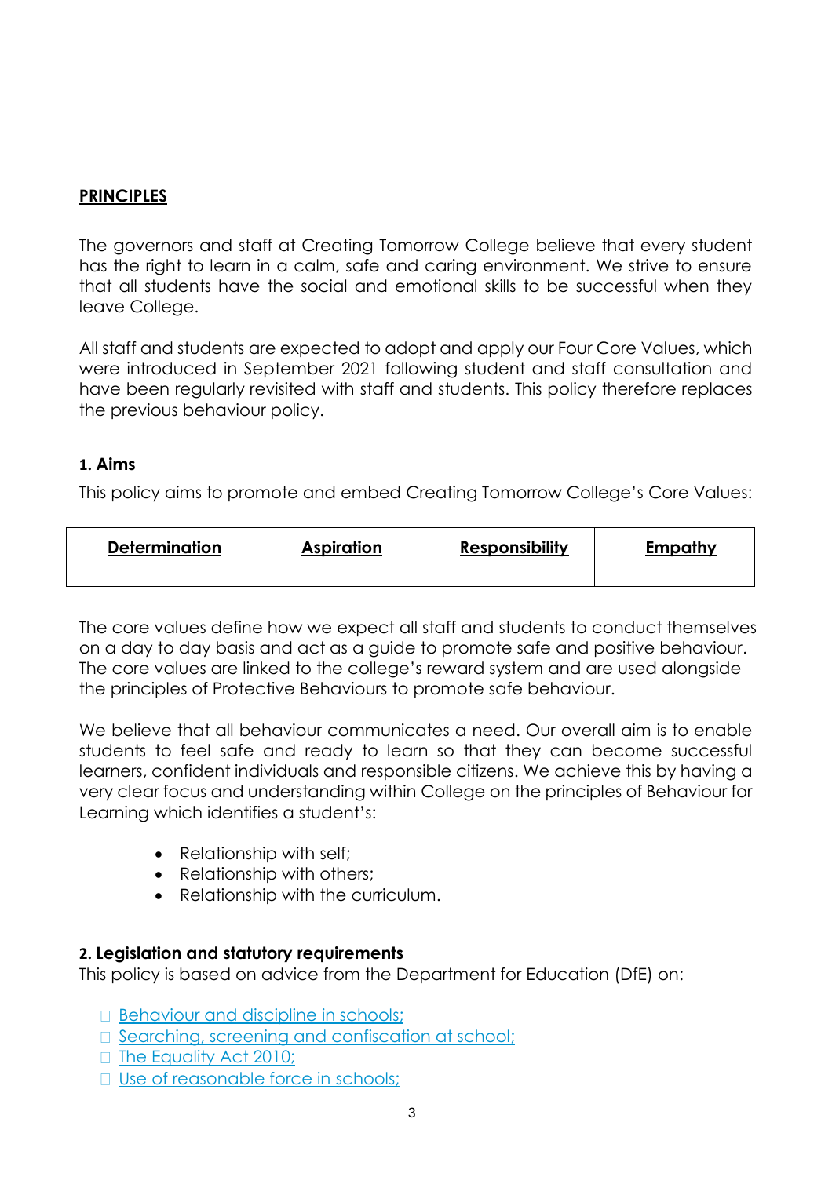## PRINCIPLES

The governors and staff at Creating Tomorrow College believe that every student has the right to learn in a calm, safe and caring environment. We strive to ensure that all students have the social and emotional skills to be successful when they leave College.

All staff and students are expected to adopt and apply our Four Core Values, which were introduced in September 2021 following student and staff consultation and have been regularly revisited with staff and students. This policy therefore replaces the previous behaviour policy.

### 1. Aims

This policy aims to promote and embed Creating Tomorrow College's Core Values:

| **Determination** | **Aspiration** | **Responsibility** | **Empathy** |
|---|---|---|---|

The core values define how we expect all staff and students to conduct themselves on a day to day basis and act as a guide to promote safe and positive behaviour. The core values are linked to the college's reward system and are used alongside the principles of Protective Behaviours to promote safe behaviour.

We believe that all behaviour communicates a need. Our overall aim is to enable students to feel safe and ready to learn so that they can become successful learners, confident individuals and responsible citizens. We achieve this by having a very clear focus and understanding within College on the principles of Behaviour for Learning which identifies a student's:

- Relationship with self;
- Relationship with others;
- Relationship with the curriculum.

### 2. Legislation and statutory requirements

This policy is based on advice from the Department for Education (DfE) on:

- Behaviour and discipline in schools;
- Searching, screening and confiscation at school;
- The Equality Act 2010;
- Use of reasonable force in schools;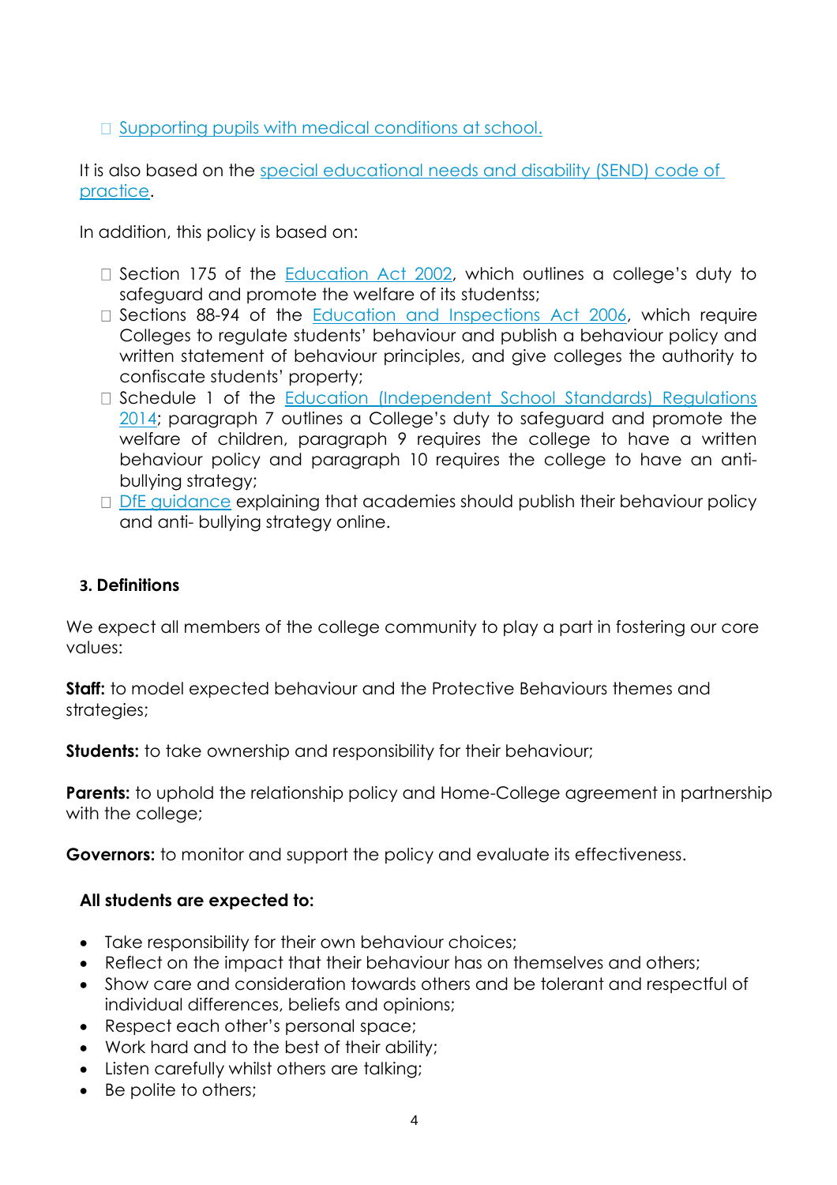- [Supporting pupils with medical conditions at school.]()

It is also based on the [special educational needs and disability (SEND) code of practice]().

In addition, this policy is based on:

- Section 175 of the [Education Act 2002](), which outlines a college's duty to safeguard and promote the welfare of its studentss;
- Sections 88-94 of the [Education and Inspections Act 2006](), which require Colleges to regulate students' behaviour and publish a behaviour policy and written statement of behaviour principles, and give colleges the authority to confiscate students' property;
- Schedule 1 of the [Education (Independent School Standards) Regulations 2014](); paragraph 7 outlines a College's duty to safeguard and promote the welfare of children, paragraph 9 requires the college to have a written behaviour policy and paragraph 10 requires the college to have an anti-bullying strategy;
- [DfE guidance]() explaining that academies should publish their behaviour policy and anti- bullying strategy online.

### 3. Definitions

We expect all members of the college community to play a part in fostering our core values:

**Staff:** to model expected behaviour and the Protective Behaviours themes and strategies;

**Students:** to take ownership and responsibility for their behaviour;

**Parents:** to uphold the relationship policy and Home-College agreement in partnership with the college;

**Governors:** to monitor and support the policy and evaluate its effectiveness.

**All students are expected to:**

- Take responsibility for their own behaviour choices;
- Reflect on the impact that their behaviour has on themselves and others;
- Show care and consideration towards others and be tolerant and respectful of individual differences, beliefs and opinions;
- Respect each other's personal space;
- Work hard and to the best of their ability;
- Listen carefully whilst others are talking;
- Be polite to others;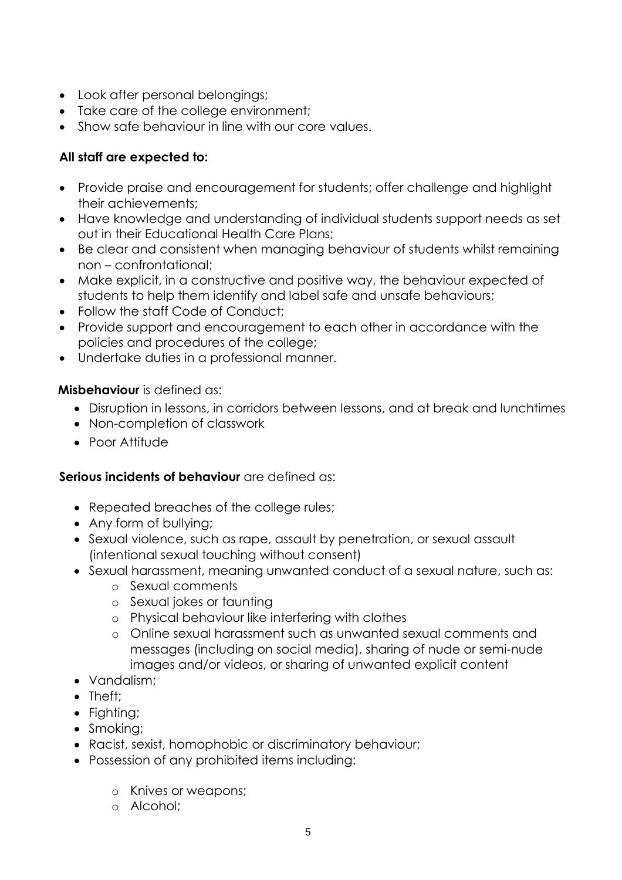- Look after personal belongings;
- Take care of the college environment;
- Show safe behaviour in line with our core values.

**All staff are expected to:**

- Provide praise and encouragement for students; offer challenge and highlight their achievements;
- Have knowledge and understanding of individual students support needs as set out in their Educational Health Care Plans;
- Be clear and consistent when managing behaviour of students whilst remaining non – confrontational;
- Make explicit, in a constructive and positive way, the behaviour expected of students to help them identify and label safe and unsafe behaviours;
- Follow the staff Code of Conduct;
- Provide support and encouragement to each other in accordance with the policies and procedures of the college;
- Undertake duties in a professional manner.

**Misbehaviour** is defined as:

- Disruption in lessons, in corridors between lessons, and at break and lunchtimes
- Non-completion of classwork
- Poor Attitude

**Serious incidents of behaviour** are defined as:

- Repeated breaches of the college rules;
- Any form of bullying;
- Sexual violence, such as rape, assault by penetration, or sexual assault (intentional sexual touching without consent)
- Sexual harassment, meaning unwanted conduct of a sexual nature, such as:
  - Sexual comments
  - Sexual jokes or taunting
  - Physical behaviour like interfering with clothes
  - Online sexual harassment such as unwanted sexual comments and messages (including on social media), sharing of nude or semi-nude images and/or videos, or sharing of unwanted explicit content
- Vandalism;
- Theft;
- Fighting;
- Smoking;
- Racist, sexist, homophobic or discriminatory behaviour;
- Possession of any prohibited items including:
  - Knives or weapons;
  - Alcohol;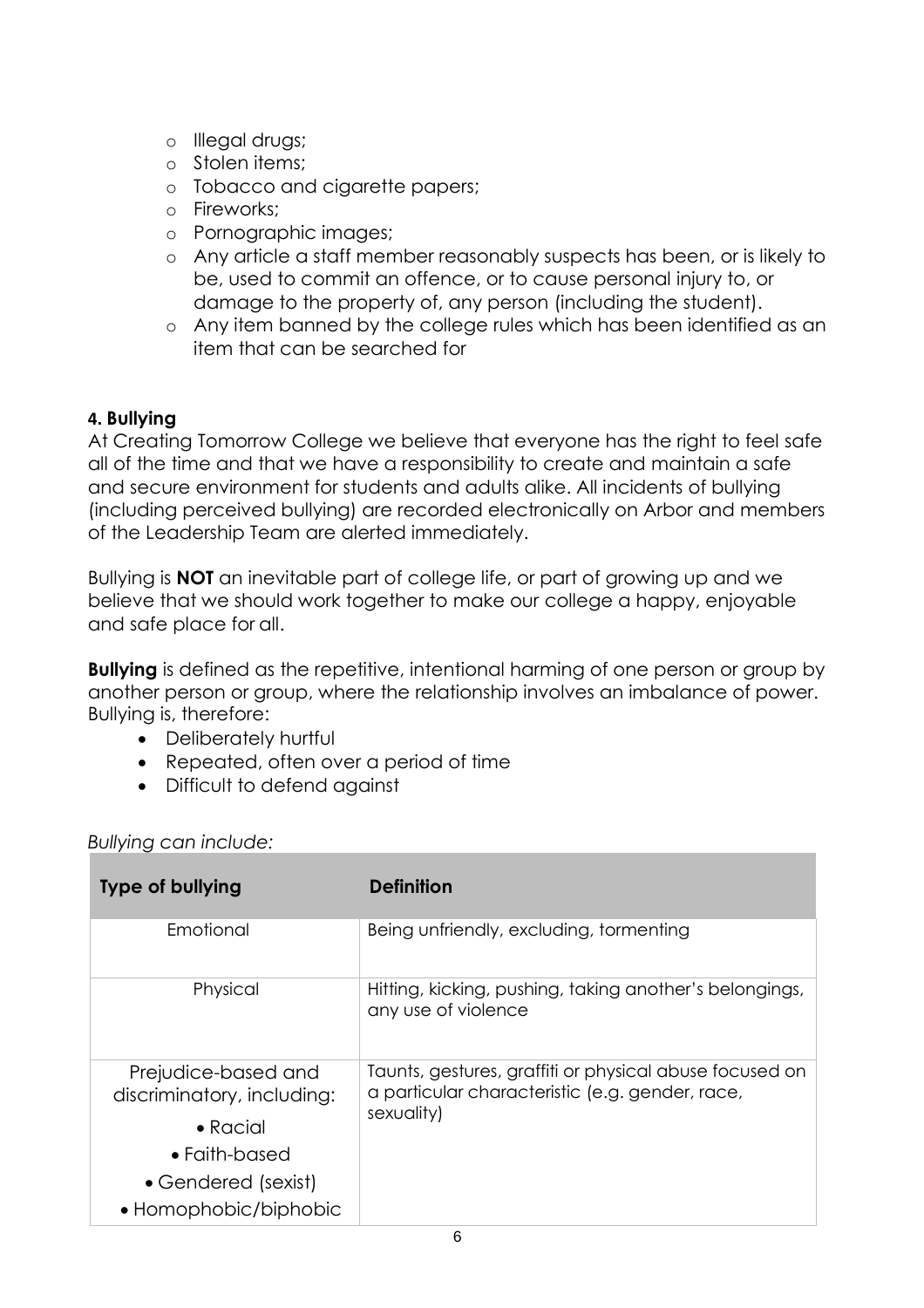- Illegal drugs;
- Stolen items;
- Tobacco and cigarette papers;
- Fireworks;
- Pornographic images;
- Any article a staff member reasonably suspects has been, or is likely to be, used to commit an offence, or to cause personal injury to, or damage to the property of, any person (including the student).
- Any item banned by the college rules which has been identified as an item that can be searched for

#### 4. Bullying

At Creating Tomorrow College we believe that everyone has the right to feel safe all of the time and that we have a responsibility to create and maintain a safe and secure environment for students and adults alike. All incidents of bullying (including perceived bullying) are recorded electronically on Arbor and members of the Leadership Team are alerted immediately.

Bullying is **NOT** an inevitable part of college life, or part of growing up and we believe that we should work together to make our college a happy, enjoyable and safe place for all.

**Bullying** is defined as the repetitive, intentional harming of one person or group by another person or group, where the relationship involves an imbalance of power. Bullying is, therefore:

- Deliberately hurtful
- Repeated, often over a period of time
- Difficult to defend against

*Bullying can include:*

| Type of bullying | Definition |
|---|---|
| Emotional | Being unfriendly, excluding, tormenting |
| Physical | Hitting, kicking, pushing, taking another's belongings, any use of violence |
| Prejudice-based and discriminatory, including:<br>• Racial<br>• Faith-based<br>• Gendered (sexist)<br>• Homophobic/biphobic | Taunts, gestures, graffiti or physical abuse focused on a particular characteristic (e.g. gender, race, sexuality) |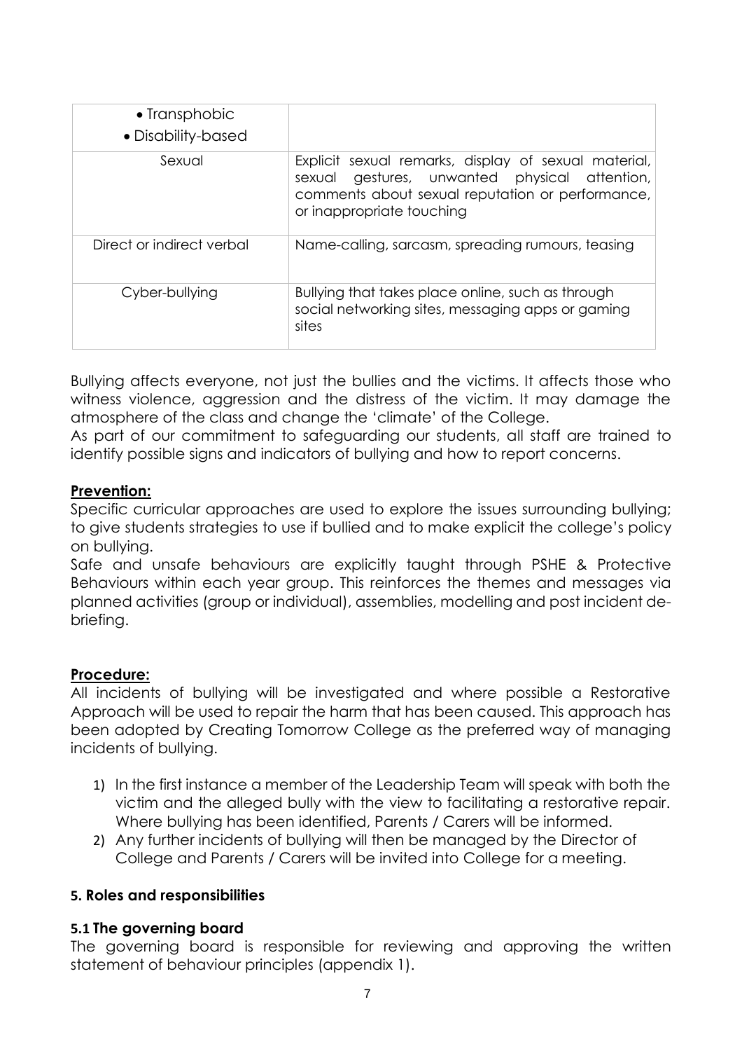| | |
|---|---|
| • Transphobic<br>• Disability-based | |
| Sexual | Explicit sexual remarks, display of sexual material, sexual gestures, unwanted physical attention, comments about sexual reputation or performance, or inappropriate touching |
| Direct or indirect verbal | Name-calling, sarcasm, spreading rumours, teasing |
| Cyber-bullying | Bullying that takes place online, such as through social networking sites, messaging apps or gaming sites |

Bullying affects everyone, not just the bullies and the victims. It affects those who witness violence, aggression and the distress of the victim. It may damage the atmosphere of the class and change the 'climate' of the College.

As part of our commitment to safeguarding our students, all staff are trained to identify possible signs and indicators of bullying and how to report concerns.

**Prevention:**

Specific curricular approaches are used to explore the issues surrounding bullying; to give students strategies to use if bullied and to make explicit the college's policy on bullying.

Safe and unsafe behaviours are explicitly taught through PSHE & Protective Behaviours within each year group. This reinforces the themes and messages via planned activities (group or individual), assemblies, modelling and post incident de-briefing.

**Procedure:**

All incidents of bullying will be investigated and where possible a Restorative Approach will be used to repair the harm that has been caused. This approach has been adopted by Creating Tomorrow College as the preferred way of managing incidents of bullying.

1) In the first instance a member of the Leadership Team will speak with both the victim and the alleged bully with the view to facilitating a restorative repair. Where bullying has been identified, Parents / Carers will be informed.
2) Any further incidents of bullying will then be managed by the Director of College and Parents / Carers will be invited into College for a meeting.

## 5. Roles and responsibilities

### 5.1 The governing board

The governing board is responsible for reviewing and approving the written statement of behaviour principles (appendix 1).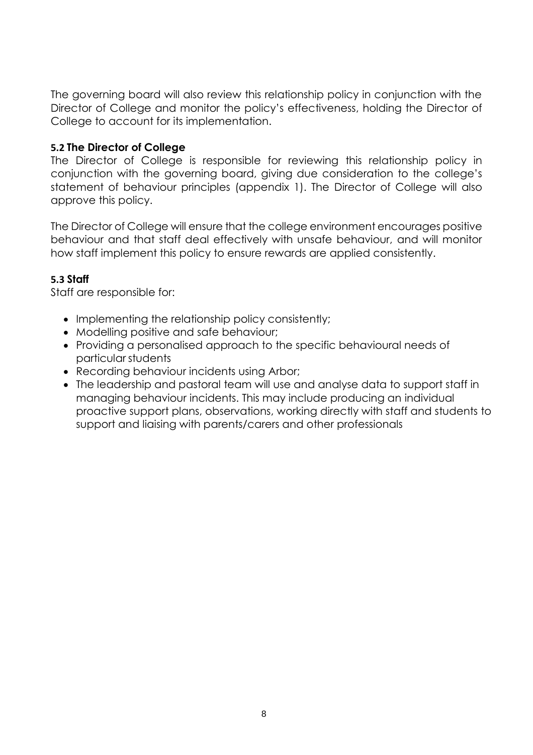The governing board will also review this relationship policy in conjunction with the Director of College and monitor the policy's effectiveness, holding the Director of College to account for its implementation.

### 5.2 The Director of College

The Director of College is responsible for reviewing this relationship policy in conjunction with the governing board, giving due consideration to the college's statement of behaviour principles (appendix 1). The Director of College will also approve this policy.

The Director of College will ensure that the college environment encourages positive behaviour and that staff deal effectively with unsafe behaviour, and will monitor how staff implement this policy to ensure rewards are applied consistently.

### 5.3 Staff

Staff are responsible for:

- Implementing the relationship policy consistently;
- Modelling positive and safe behaviour;
- Providing a personalised approach to the specific behavioural needs of particular students
- Recording behaviour incidents using Arbor;
- The leadership and pastoral team will use and analyse data to support staff in managing behaviour incidents. This may include producing an individual proactive support plans, observations, working directly with staff and students to support and liaising with parents/carers and other professionals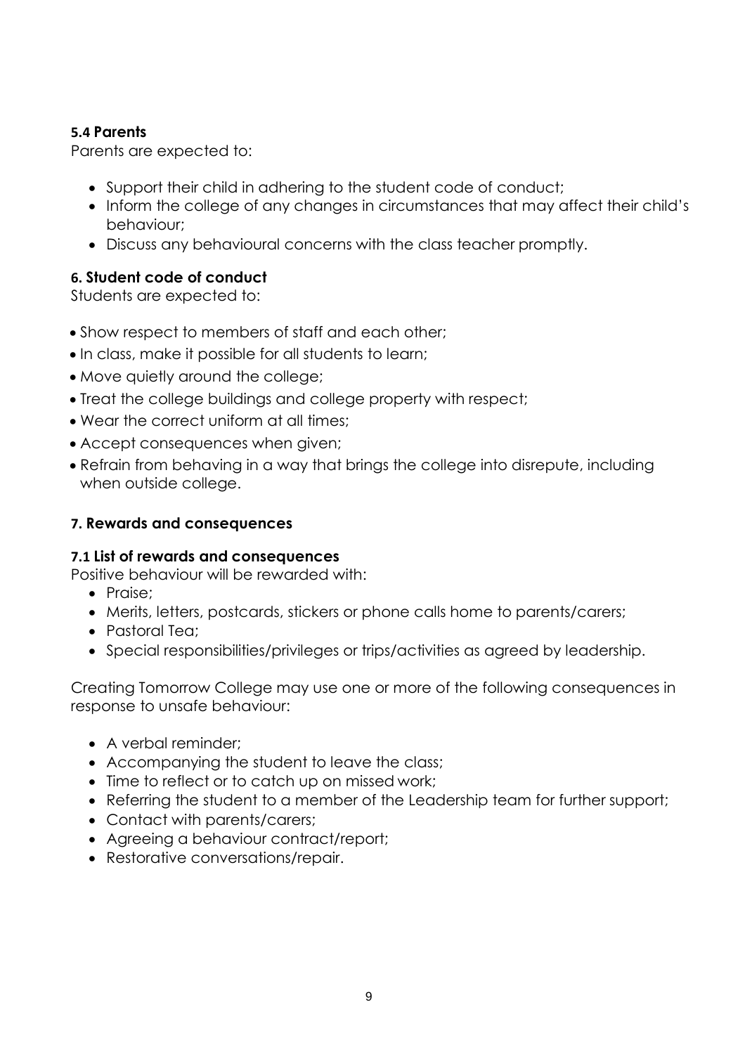### 5.4 Parents

Parents are expected to:

- Support their child in adhering to the student code of conduct;
- Inform the college of any changes in circumstances that may affect their child's behaviour;
- Discuss any behavioural concerns with the class teacher promptly.

## 6. Student code of conduct

Students are expected to:

- Show respect to members of staff and each other;
- In class, make it possible for all students to learn;
- Move quietly around the college;
- Treat the college buildings and college property with respect;
- Wear the correct uniform at all times;
- Accept consequences when given;
- Refrain from behaving in a way that brings the college into disrepute, including when outside college.

## 7. Rewards and consequences

### 7.1 List of rewards and consequences

Positive behaviour will be rewarded with:

- Praise;
- Merits, letters, postcards, stickers or phone calls home to parents/carers;
- Pastoral Tea;
- Special responsibilities/privileges or trips/activities as agreed by leadership.

Creating Tomorrow College may use one or more of the following consequences in response to unsafe behaviour:

- A verbal reminder;
- Accompanying the student to leave the class;
- Time to reflect or to catch up on missed work;
- Referring the student to a member of the Leadership team for further support;
- Contact with parents/carers;
- Agreeing a behaviour contract/report;
- Restorative conversations/repair.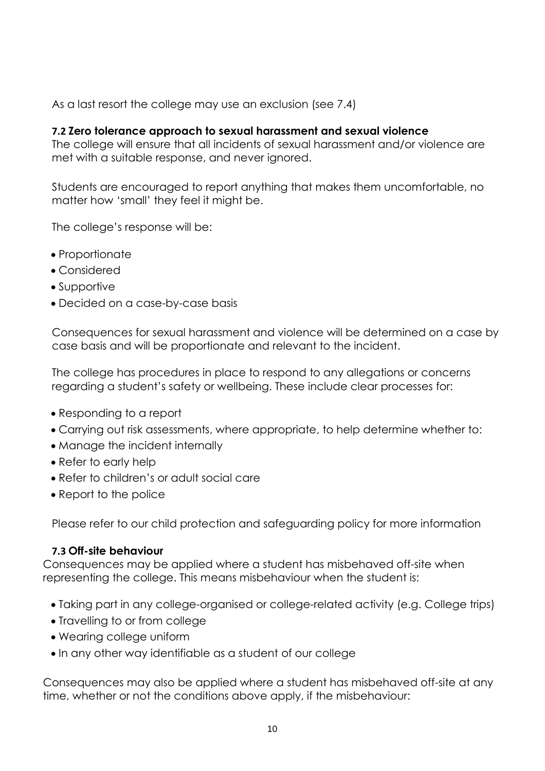As a last resort the college may use an exclusion (see 7.4)

### 7.2 Zero tolerance approach to sexual harassment and sexual violence

The college will ensure that all incidents of sexual harassment and/or violence are met with a suitable response, and never ignored.

Students are encouraged to report anything that makes them uncomfortable, no matter how 'small' they feel it might be.

The college's response will be:

- Proportionate
- Considered
- Supportive
- Decided on a case-by-case basis

Consequences for sexual harassment and violence will be determined on a case by case basis and will be proportionate and relevant to the incident.

The college has procedures in place to respond to any allegations or concerns regarding a student's safety or wellbeing. These include clear processes for:

- Responding to a report
- Carrying out risk assessments, where appropriate, to help determine whether to:
- Manage the incident internally
- Refer to early help
- Refer to children's or adult social care
- Report to the police

Please refer to our child protection and safeguarding policy for more information

### 7.3 Off-site behaviour

Consequences may be applied where a student has misbehaved off-site when representing the college. This means misbehaviour when the student is:

- Taking part in any college-organised or college-related activity (e.g. College trips)
- Travelling to or from college
- Wearing college uniform
- In any other way identifiable as a student of our college

Consequences may also be applied where a student has misbehaved off-site at any time, whether or not the conditions above apply, if the misbehaviour: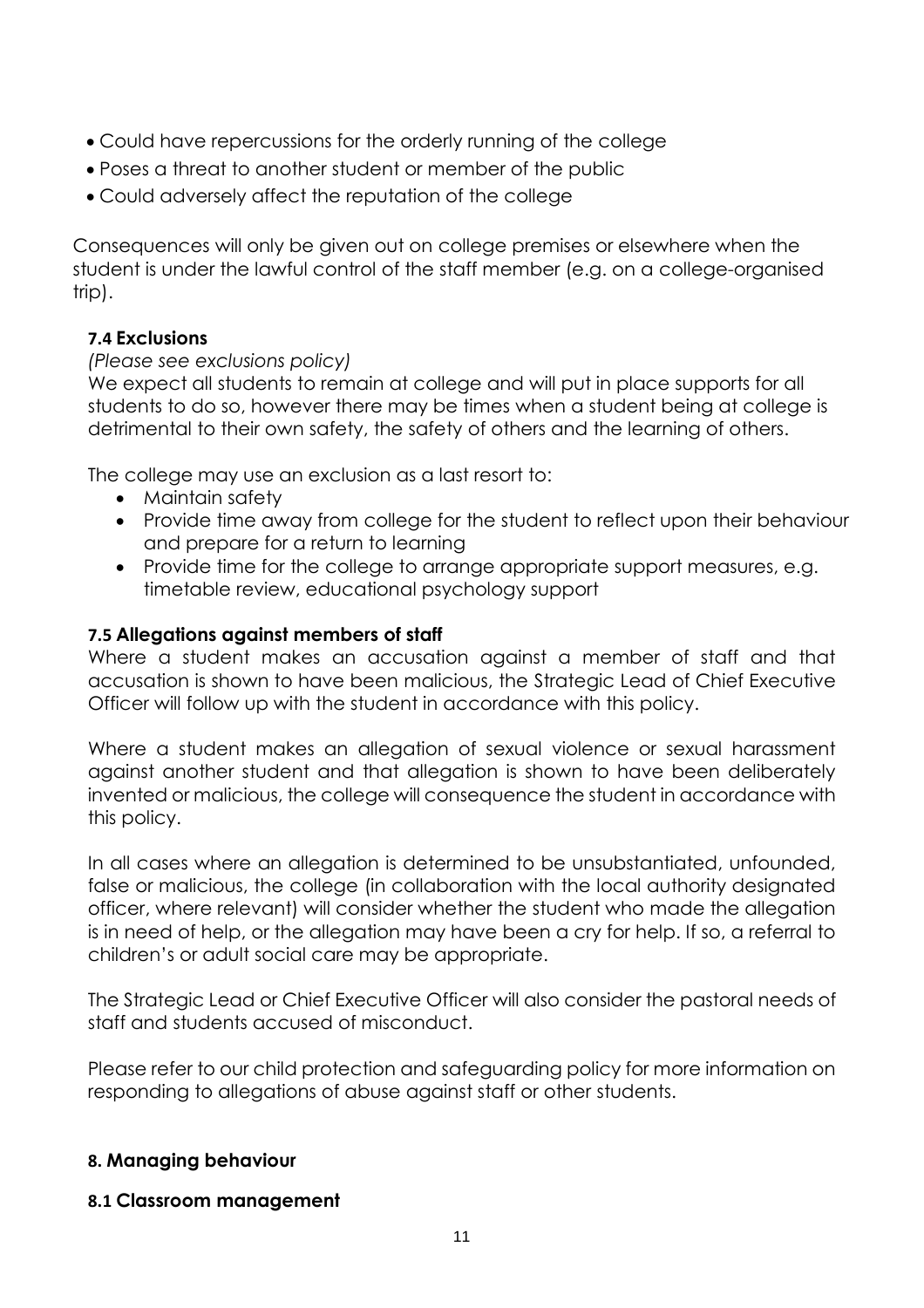- Could have repercussions for the orderly running of the college
- Poses a threat to another student or member of the public
- Could adversely affect the reputation of the college

Consequences will only be given out on college premises or elsewhere when the student is under the lawful control of the staff member (e.g. on a college-organised trip).

### 7.4 Exclusions

*(Please see exclusions policy)*

We expect all students to remain at college and will put in place supports for all students to do so, however there may be times when a student being at college is detrimental to their own safety, the safety of others and the learning of others.

The college may use an exclusion as a last resort to:

- Maintain safety
- Provide time away from college for the student to reflect upon their behaviour and prepare for a return to learning
- Provide time for the college to arrange appropriate support measures, e.g. timetable review, educational psychology support

### 7.5 Allegations against members of staff

Where a student makes an accusation against a member of staff and that accusation is shown to have been malicious, the Strategic Lead of Chief Executive Officer will follow up with the student in accordance with this policy.

Where a student makes an allegation of sexual violence or sexual harassment against another student and that allegation is shown to have been deliberately invented or malicious, the college will consequence the student in accordance with this policy.

In all cases where an allegation is determined to be unsubstantiated, unfounded, false or malicious, the college (in collaboration with the local authority designated officer, where relevant) will consider whether the student who made the allegation is in need of help, or the allegation may have been a cry for help. If so, a referral to children's or adult social care may be appropriate.

The Strategic Lead or Chief Executive Officer will also consider the pastoral needs of staff and students accused of misconduct.

Please refer to our child protection and safeguarding policy for more information on responding to allegations of abuse against staff or other students.

## 8. Managing behaviour

### 8.1 Classroom management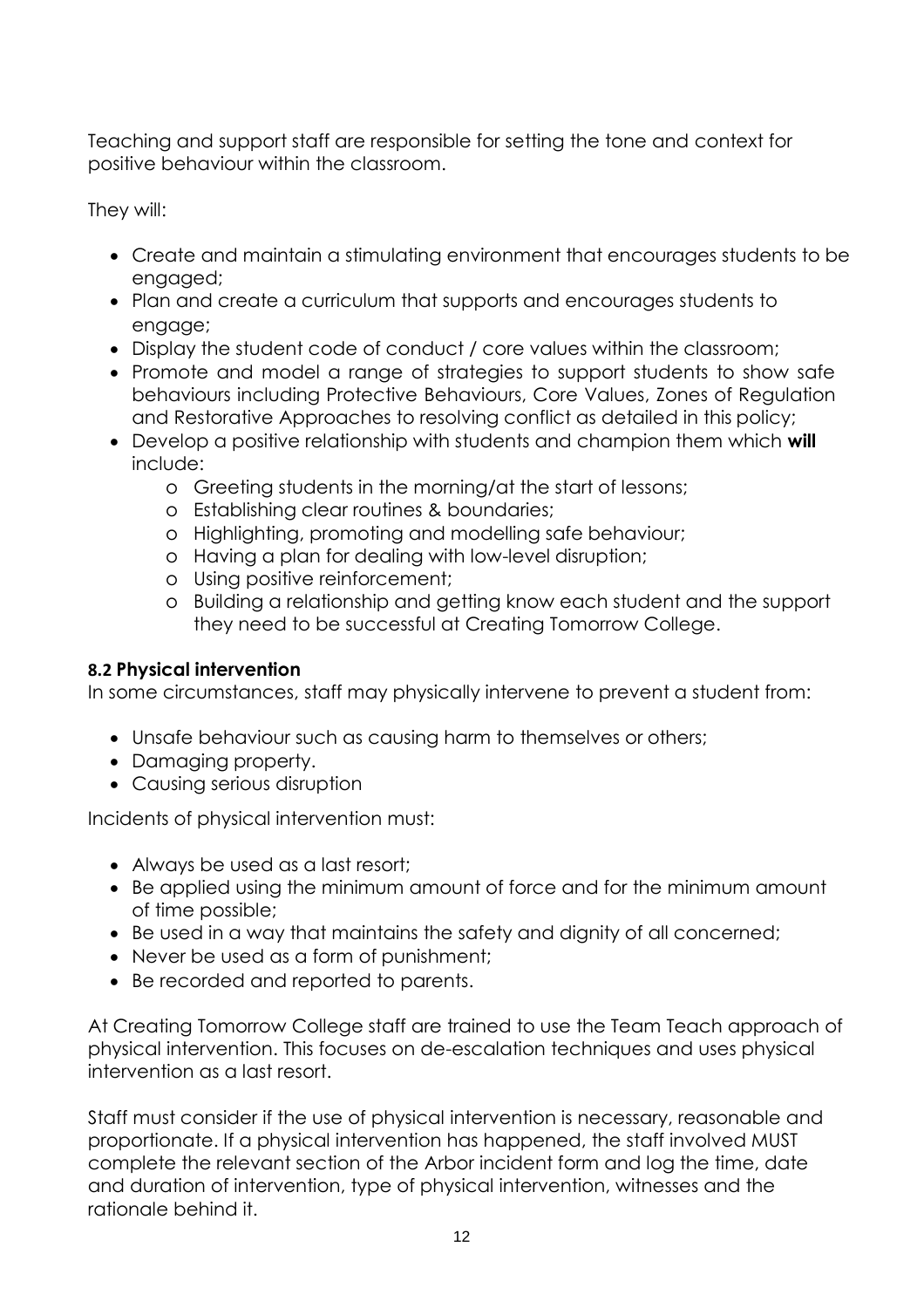Teaching and support staff are responsible for setting the tone and context for positive behaviour within the classroom.

They will:

- Create and maintain a stimulating environment that encourages students to be engaged;
- Plan and create a curriculum that supports and encourages students to engage;
- Display the student code of conduct / core values within the classroom;
- Promote and model a range of strategies to support students to show safe behaviours including Protective Behaviours, Core Values, Zones of Regulation and Restorative Approaches to resolving conflict as detailed in this policy;
- Develop a positive relationship with students and champion them which **will** include:
  - Greeting students in the morning/at the start of lessons;
  - Establishing clear routines & boundaries;
  - Highlighting, promoting and modelling safe behaviour;
  - Having a plan for dealing with low-level disruption;
  - Using positive reinforcement;
  - Building a relationship and getting know each student and the support they need to be successful at Creating Tomorrow College.

### 8.2 Physical intervention

In some circumstances, staff may physically intervene to prevent a student from:

- Unsafe behaviour such as causing harm to themselves or others;
- Damaging property.
- Causing serious disruption

Incidents of physical intervention must:

- Always be used as a last resort;
- Be applied using the minimum amount of force and for the minimum amount of time possible;
- Be used in a way that maintains the safety and dignity of all concerned;
- Never be used as a form of punishment;
- Be recorded and reported to parents.

At Creating Tomorrow College staff are trained to use the Team Teach approach of physical intervention. This focuses on de-escalation techniques and uses physical intervention as a last resort.

Staff must consider if the use of physical intervention is necessary, reasonable and proportionate. If a physical intervention has happened, the staff involved MUST complete the relevant section of the Arbor incident form and log the time, date and duration of intervention, type of physical intervention, witnesses and the rationale behind it.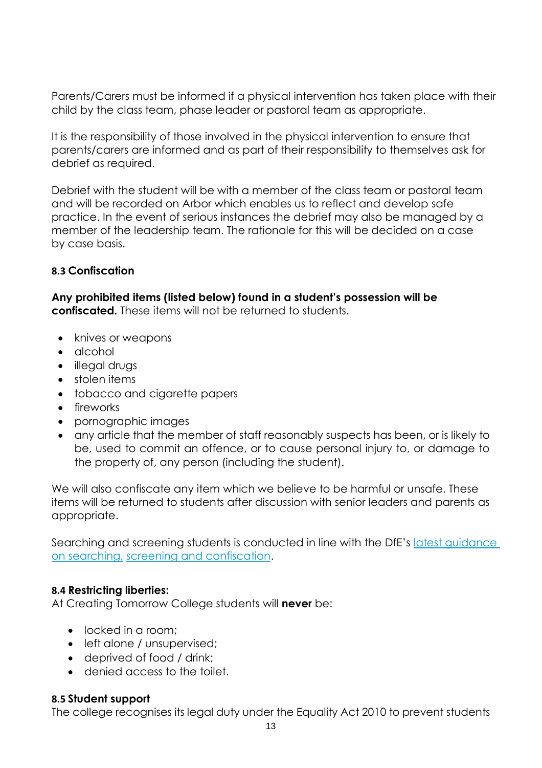Parents/Carers must be informed if a physical intervention has taken place with their child by the class team, phase leader or pastoral team as appropriate.

It is the responsibility of those involved in the physical intervention to ensure that parents/carers are informed and as part of their responsibility to themselves ask for debrief as required.

Debrief with the student will be with a member of the class team or pastoral team and will be recorded on Arbor which enables us to reflect and develop safe practice. In the event of serious instances the debrief may also be managed by a member of the leadership team. The rationale for this will be decided on a case by case basis.

### 8.3 Confiscation

**Any prohibited items (listed below) found in a student's possession will be confiscated.** These items will not be returned to students.

- knives or weapons
- alcohol
- illegal drugs
- stolen items
- tobacco and cigarette papers
- fireworks
- pornographic images
- any article that the member of staff reasonably suspects has been, or is likely to be, used to commit an offence, or to cause personal injury to, or damage to the property of, any person (including the student).

We will also confiscate any item which we believe to be harmful or unsafe. These items will be returned to students after discussion with senior leaders and parents as appropriate.

Searching and screening students is conducted in line with the DfE's latest guidance on searching, screening and confiscation.

### 8.4 Restricting liberties:

At Creating Tomorrow College students will **never** be:

- locked in a room;
- left alone / unsupervised;
- deprived of food / drink;
- denied access to the toilet.

### 8.5 Student support

The college recognises its legal duty under the Equality Act 2010 to prevent students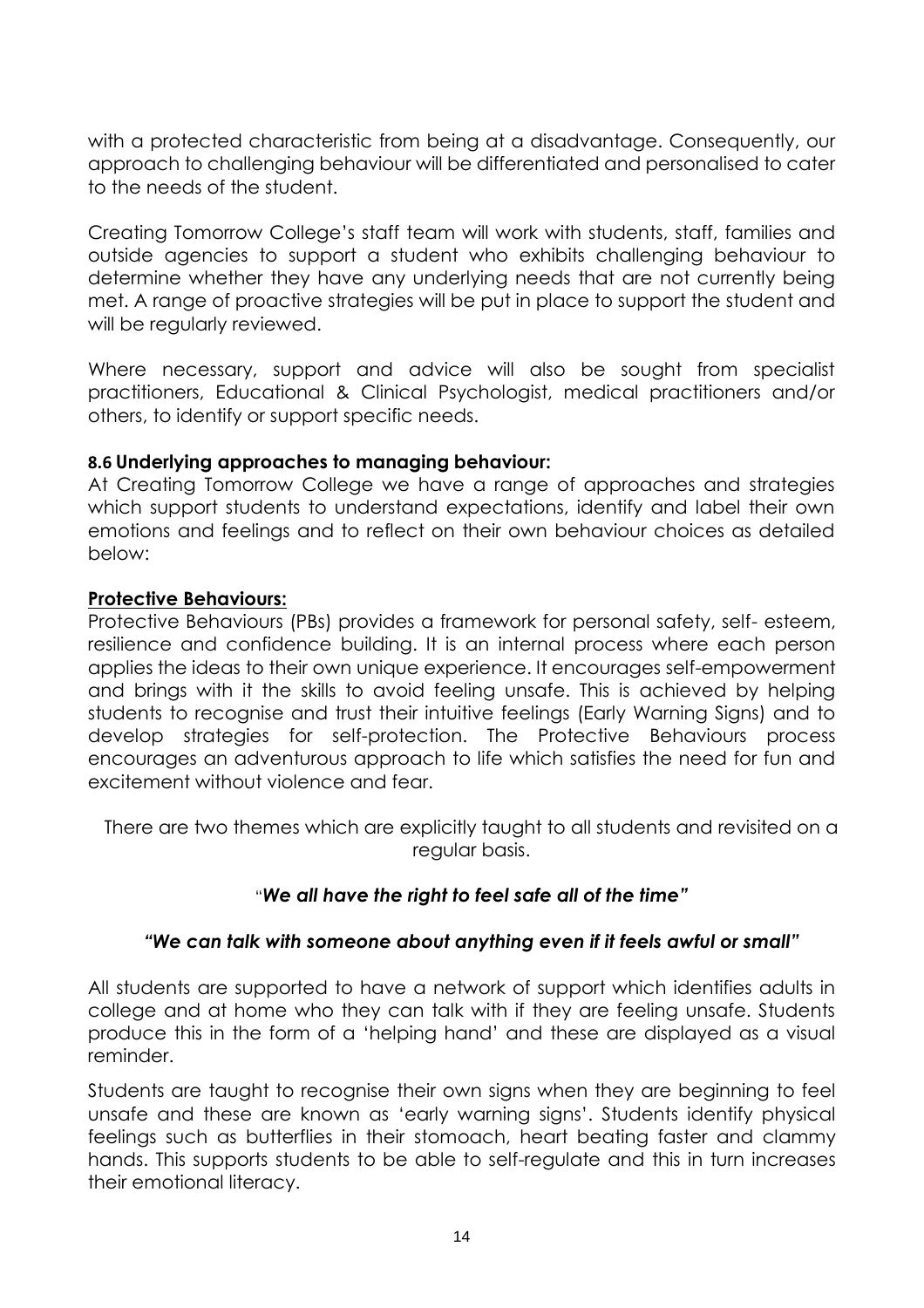with a protected characteristic from being at a disadvantage. Consequently, our approach to challenging behaviour will be differentiated and personalised to cater to the needs of the student.

Creating Tomorrow College's staff team will work with students, staff, families and outside agencies to support a student who exhibits challenging behaviour to determine whether they have any underlying needs that are not currently being met. A range of proactive strategies will be put in place to support the student and will be regularly reviewed.

Where necessary, support and advice will also be sought from specialist practitioners, Educational & Clinical Psychologist, medical practitioners and/or others, to identify or support specific needs.

**8.6 Underlying approaches to managing behaviour:**

At Creating Tomorrow College we have a range of approaches and strategies which support students to understand expectations, identify and label their own emotions and feelings and to reflect on their own behaviour choices as detailed below:

**Protective Behaviours:**

Protective Behaviours (PBs) provides a framework for personal safety, self- esteem, resilience and confidence building. It is an internal process where each person applies the ideas to their own unique experience. It encourages self-empowerment and brings with it the skills to avoid feeling unsafe. This is achieved by helping students to recognise and trust their intuitive feelings (Early Warning Signs) and to develop strategies for self-protection. The Protective Behaviours process encourages an adventurous approach to life which satisfies the need for fun and excitement without violence and fear.

There are two themes which are explicitly taught to all students and revisited on a regular basis.

"***We all have the right to feel safe all of the time"***

***"We can talk with someone about anything even if it feels awful or small"***

All students are supported to have a network of support which identifies adults in college and at home who they can talk with if they are feeling unsafe. Students produce this in the form of a 'helping hand' and these are displayed as a visual reminder.

Students are taught to recognise their own signs when they are beginning to feel unsafe and these are known as 'early warning signs'. Students identify physical feelings such as butterflies in their stomoach, heart beating faster and clammy hands. This supports students to be able to self-regulate and this in turn increases their emotional literacy.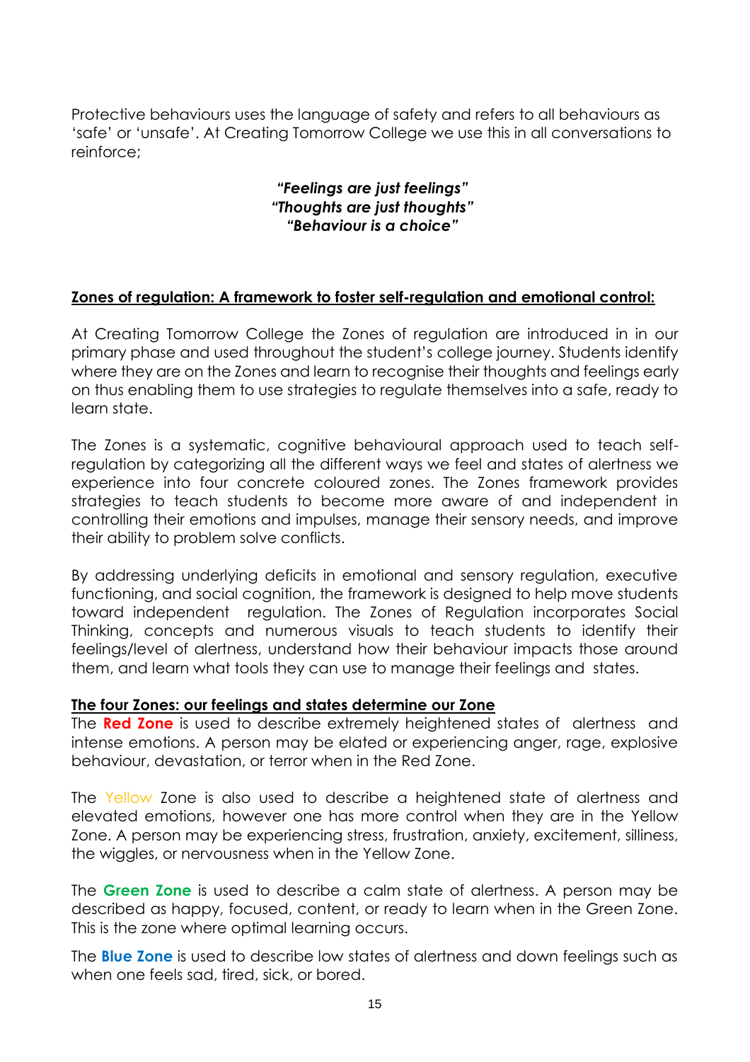Protective behaviours uses the language of safety and refers to all behaviours as 'safe' or 'unsafe'. At Creating Tomorrow College we use this in all conversations to reinforce;

***"Feelings are just feelings"***
***"Thoughts are just thoughts"***
***"Behaviour is a choice"***

## Zones of regulation: A framework to foster self-regulation and emotional control:

At Creating Tomorrow College the Zones of regulation are introduced in in our primary phase and used throughout the student's college journey. Students identify where they are on the Zones and learn to recognise their thoughts and feelings early on thus enabling them to use strategies to regulate themselves into a safe, ready to learn state.

The Zones is a systematic, cognitive behavioural approach used to teach self-regulation by categorizing all the different ways we feel and states of alertness we experience into four concrete coloured zones. The Zones framework provides strategies to teach students to become more aware of and independent in controlling their emotions and impulses, manage their sensory needs, and improve their ability to problem solve conflicts.

By addressing underlying deficits in emotional and sensory regulation, executive functioning, and social cognition, the framework is designed to help move students toward independent regulation. The Zones of Regulation incorporates Social Thinking, concepts and numerous visuals to teach students to identify their feelings/level of alertness, understand how their behaviour impacts those around them, and learn what tools they can use to manage their feelings and states.

### The four Zones: our feelings and states determine our Zone

The **Red Zone** is used to describe extremely heightened states of alertness and intense emotions. A person may be elated or experiencing anger, rage, explosive behaviour, devastation, or terror when in the Red Zone.

The Yellow Zone is also used to describe a heightened state of alertness and elevated emotions, however one has more control when they are in the Yellow Zone. A person may be experiencing stress, frustration, anxiety, excitement, silliness, the wiggles, or nervousness when in the Yellow Zone.

The **Green Zone** is used to describe a calm state of alertness. A person may be described as happy, focused, content, or ready to learn when in the Green Zone. This is the zone where optimal learning occurs.

The **Blue Zone** is used to describe low states of alertness and down feelings such as when one feels sad, tired, sick, or bored.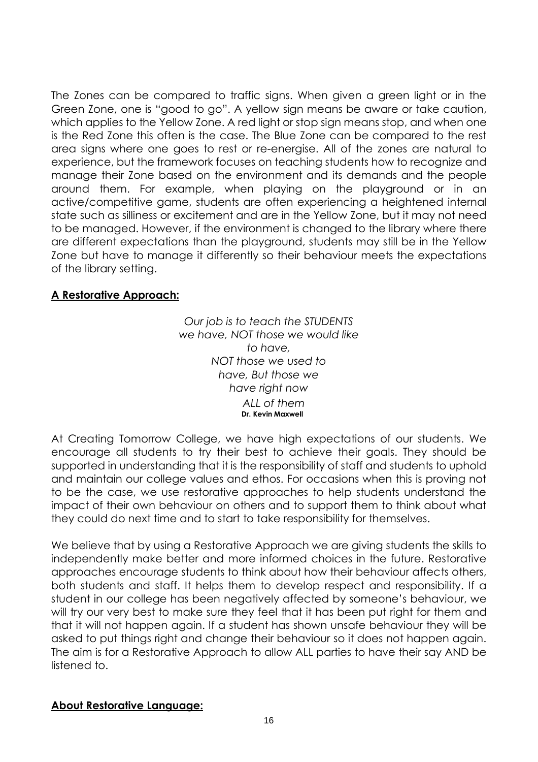The Zones can be compared to traffic signs. When given a green light or in the Green Zone, one is "good to go". A yellow sign means be aware or take caution, which applies to the Yellow Zone. A red light or stop sign means stop, and when one is the Red Zone this often is the case. The Blue Zone can be compared to the rest area signs where one goes to rest or re-energise. All of the zones are natural to experience, but the framework focuses on teaching students how to recognize and manage their Zone based on the environment and its demands and the people around them. For example, when playing on the playground or in an active/competitive game, students are often experiencing a heightened internal state such as silliness or excitement and are in the Yellow Zone, but it may not need to be managed. However, if the environment is changed to the library where there are different expectations than the playground, students may still be in the Yellow Zone but have to manage it differently so their behaviour meets the expectations of the library setting.

## **A Restorative Approach:**

*Our job is to teach the STUDENTS*
*we have, NOT those we would like*
*to have,*
*NOT those we used to*
*have, But those we*
*have right now*
*ALL of them*
**Dr. Kevin Maxwell**

At Creating Tomorrow College, we have high expectations of our students. We encourage all students to try their best to achieve their goals. They should be supported in understanding that it is the responsibility of staff and students to uphold and maintain our college values and ethos. For occasions when this is proving not to be the case, we use restorative approaches to help students understand the impact of their own behaviour on others and to support them to think about what they could do next time and to start to take responsibility for themselves.

We believe that by using a Restorative Approach we are giving students the skills to independently make better and more informed choices in the future. Restorative approaches encourage students to think about how their behaviour affects others, both students and staff. It helps them to develop respect and responsibility. If a student in our college has been negatively affected by someone's behaviour, we will try our very best to make sure they feel that it has been put right for them and that it will not happen again. If a student has shown unsafe behaviour they will be asked to put things right and change their behaviour so it does not happen again. The aim is for a Restorative Approach to allow ALL parties to have their say AND be listened to.

## **About Restorative Language:**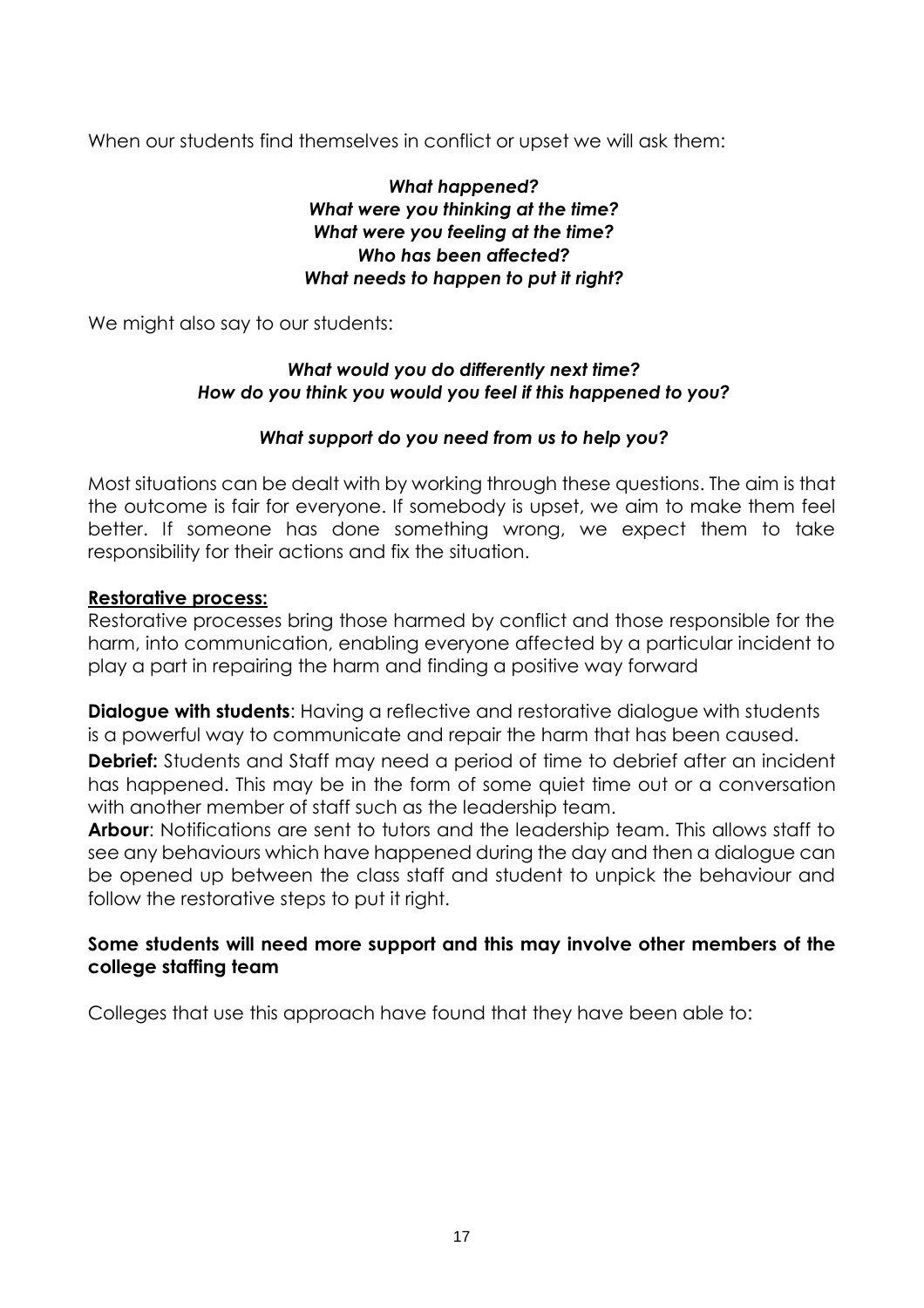When our students find themselves in conflict or upset we will ask them:

***What happened?***
***What were you thinking at the time?***
***What were you feeling at the time?***
***Who has been affected?***
***What needs to happen to put it right?***

We might also say to our students:

***What would you do differently next time?***
***How do you think you would you feel if this happened to you?***

***What support do you need from us to help you?***

Most situations can be dealt with by working through these questions. The aim is that the outcome is fair for everyone. If somebody is upset, we aim to make them feel better. If someone has done something wrong, we expect them to take responsibility for their actions and fix the situation.

**Restorative process:**

Restorative processes bring those harmed by conflict and those responsible for the harm, into communication, enabling everyone affected by a particular incident to play a part in repairing the harm and finding a positive way forward

**Dialogue with students**: Having a reflective and restorative dialogue with students is a powerful way to communicate and repair the harm that has been caused.

**Debrief:** Students and Staff may need a period of time to debrief after an incident has happened. This may be in the form of some quiet time out or a conversation with another member of staff such as the leadership team.

**Arbour**: Notifications are sent to tutors and the leadership team. This allows staff to see any behaviours which have happened during the day and then a dialogue can be opened up between the class staff and student to unpick the behaviour and follow the restorative steps to put it right.

**Some students will need more support and this may involve other members of the college staffing team**

Colleges that use this approach have found that they have been able to: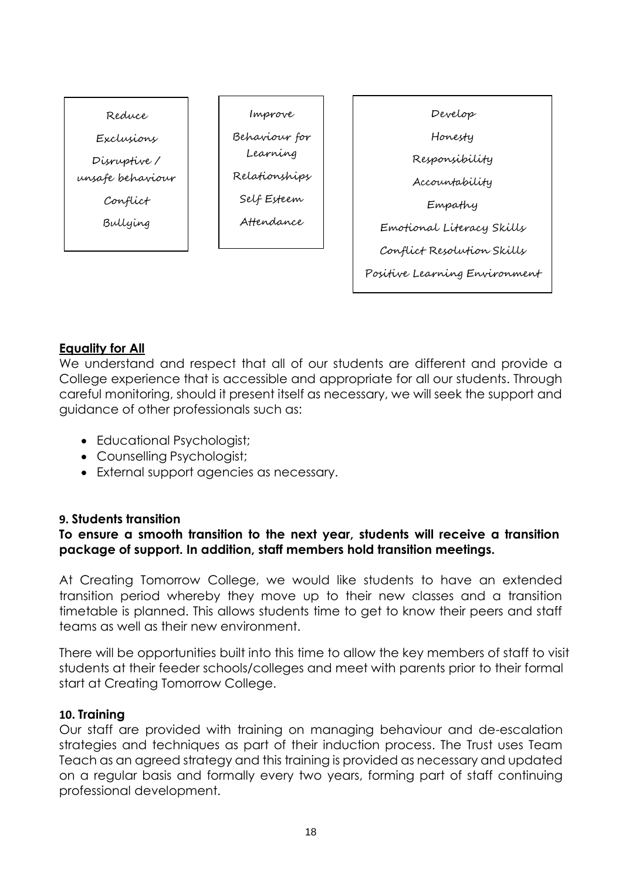| Reduce | Improve | Develop |
| --- | --- | --- |
| Exclusions | Behaviour for Learning | Honesty |
| Disruptive / unsafe behaviour | Relationships | Responsibility |
| Conflict | Self Esteem | Accountability |
| Bullying | Attendance | Empathy |
| | | Emotional Literacy Skills |
| | | Conflict Resolution Skills |
| | | Positive Learning Environment |

**Equality for All**

We understand and respect that all of our students are different and provide a College experience that is accessible and appropriate for all our students. Through careful monitoring, should it present itself as necessary, we will seek the support and guidance of other professionals such as:

- Educational Psychologist;
- Counselling Psychologist;
- External support agencies as necessary.

### 9. Students transition

**To ensure a smooth transition to the next year, students will receive a transition package of support. In addition, staff members hold transition meetings.**

At Creating Tomorrow College, we would like students to have an extended transition period whereby they move up to their new classes and a transition timetable is planned. This allows students time to get to know their peers and staff teams as well as their new environment.

There will be opportunities built into this time to allow the key members of staff to visit students at their feeder schools/colleges and meet with parents prior to their formal start at Creating Tomorrow College.

### 10. Training

Our staff are provided with training on managing behaviour and de-escalation strategies and techniques as part of their induction process. The Trust uses Team Teach as an agreed strategy and this training is provided as necessary and updated on a regular basis and formally every two years, forming part of staff continuing professional development.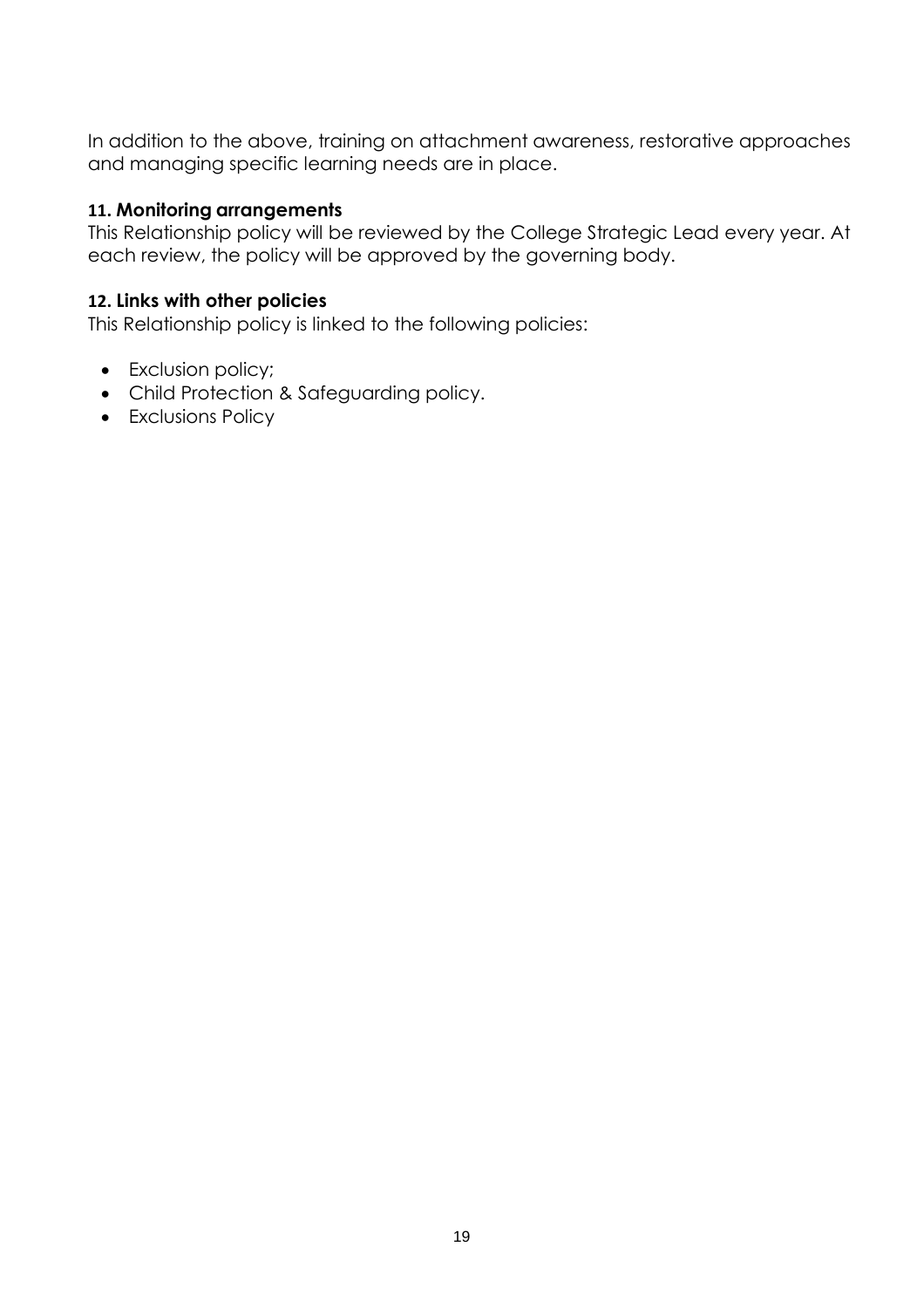In addition to the above, training on attachment awareness, restorative approaches and managing specific learning needs are in place.

### 11. Monitoring arrangements

This Relationship policy will be reviewed by the College Strategic Lead every year. At each review, the policy will be approved by the governing body.

### 12. Links with other policies

This Relationship policy is linked to the following policies:

- Exclusion policy;
- Child Protection & Safeguarding policy.
- Exclusions Policy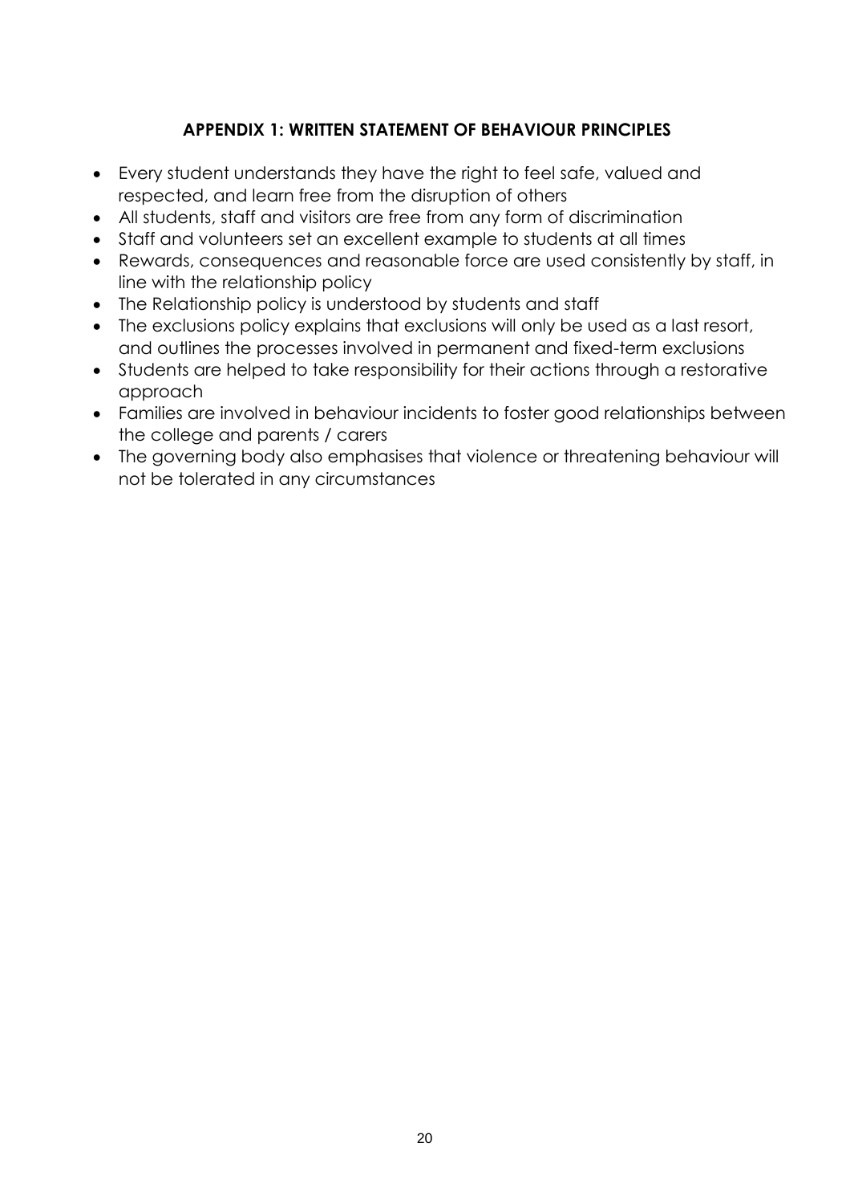## APPENDIX 1: WRITTEN STATEMENT OF BEHAVIOUR PRINCIPLES

- Every student understands they have the right to feel safe, valued and respected, and learn free from the disruption of others
- All students, staff and visitors are free from any form of discrimination
- Staff and volunteers set an excellent example to students at all times
- Rewards, consequences and reasonable force are used consistently by staff, in line with the relationship policy
- The Relationship policy is understood by students and staff
- The exclusions policy explains that exclusions will only be used as a last resort, and outlines the processes involved in permanent and fixed-term exclusions
- Students are helped to take responsibility for their actions through a restorative approach
- Families are involved in behaviour incidents to foster good relationships between the college and parents / carers
- The governing body also emphasises that violence or threatening behaviour will not be tolerated in any circumstances